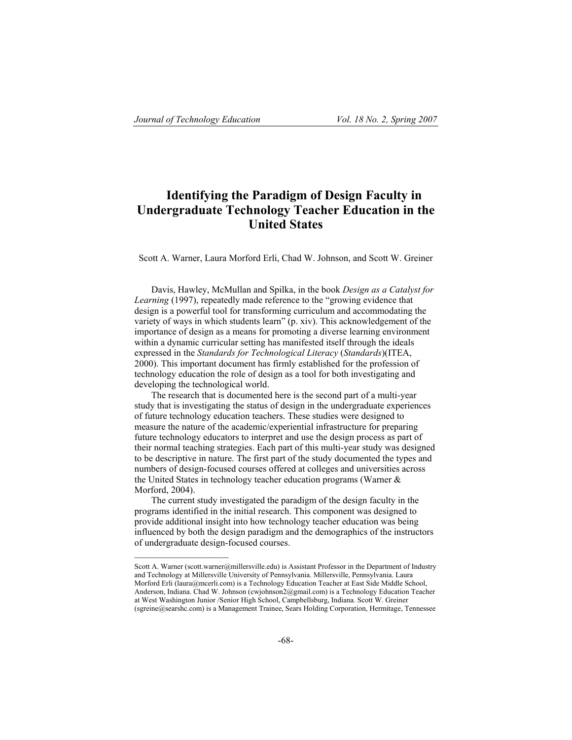# Identifying the Paradigm of Design Faculty in Undergraduate Technology Teacher Education in the United States

Scott A. Warner, Laura Morford Erli, Chad W. Johnson, and Scott W. Greiner

Davis, Hawley, McMullan and Spilka, in the book *Design as a Catalyst for Learning* (1997), repeatedly made reference to the "growing evidence that design is a powerful tool for transforming curriculum and accommodating the variety of ways in which students learn" (p. xiv). This acknowledgement of the importance of design as a means for promoting a diverse learning environment within a dynamic curricular setting has manifested itself through the ideals expressed in the *Standards for Technological Literacy* (*Standards*)(ITEA, 2000). This important document has firmly established for the profession of technology education the role of design as a tool for both investigating and developing the technological world.

The research that is documented here is the second part of a multi-year study that is investigating the status of design in the undergraduate experiences of future technology education teachers. These studies were designed to measure the nature of the academic/experiential infrastructure for preparing future technology educators to interpret and use the design process as part of their normal teaching strategies. Each part of this multi-year study was designed to be descriptive in nature. The first part of the study documented the types and numbers of design-focused courses offered at colleges and universities across the United States in technology teacher education programs (Warner & Morford, 2004).

The current study investigated the paradigm of the design faculty in the programs identified in the initial research. This component was designed to provide additional insight into how technology teacher education was being influenced by both the design paradigm and the demographics of the instructors of undergraduate design-focused courses.

---

Scott A. Warner (scott.warner@millersville.edu) is Assistant Professor in the Department of Industry and Technology at Millersville University of Pennsylvania. Millersville, Pennsylvania. Laura Morford Erli (laura@mcerli.com) is a Technology Education Teacher at East Side Middle School, Anderson, Indiana. Chad W. Johnson (cwjohnson2@gmail.com) is a Technology Education Teacher at West Washington Junior /Senior High School, Campbellsburg, Indiana. Scott W. Greiner (sgreine@searshc.com) is a Management Trainee, Sears Holding Corporation, Hermitage, Tennessee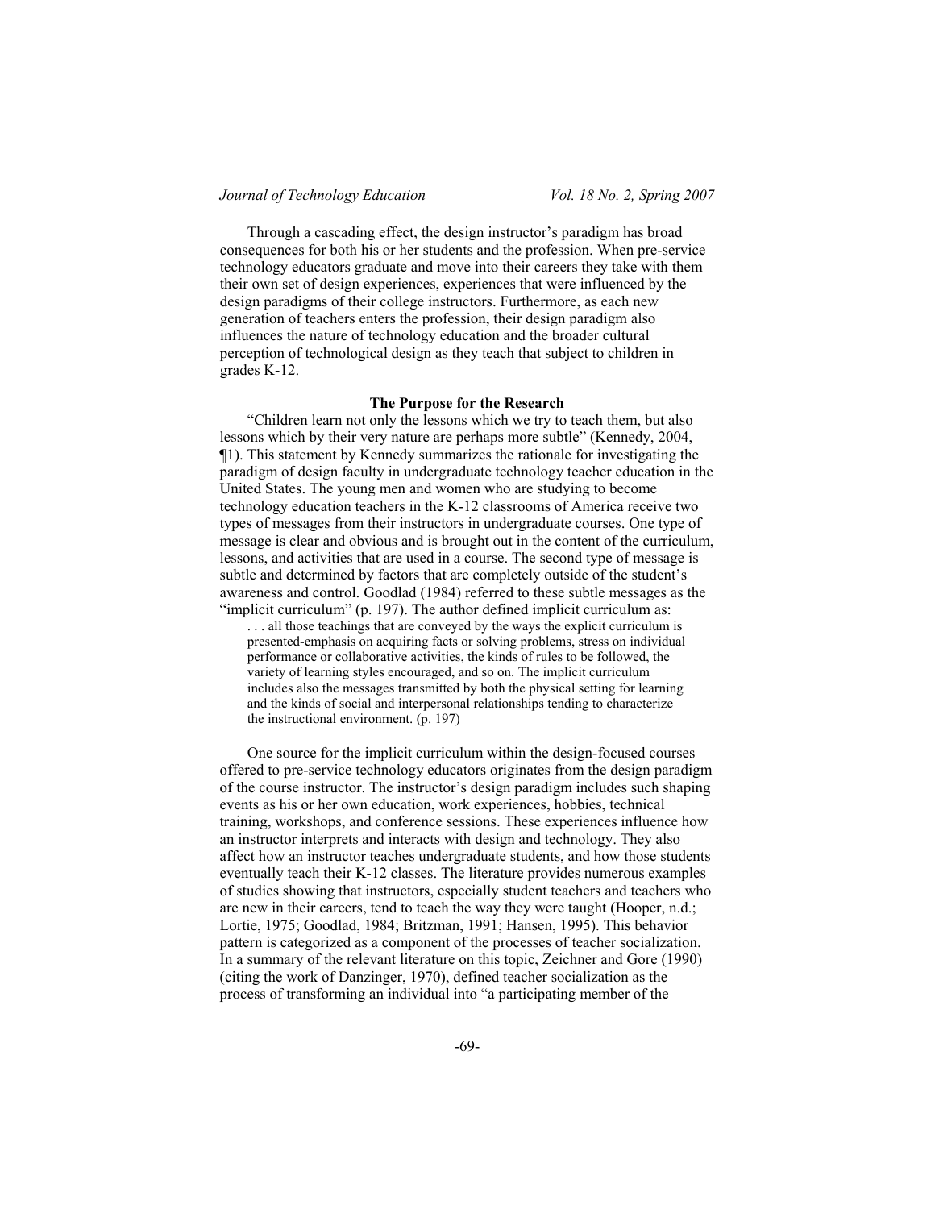Through a cascading effect, the design instructor's paradigm has broad consequences for both his or her students and the profession. When pre-service technology educators graduate and move into their careers they take with them their own set of design experiences, experiences that were influenced by the design paradigms of their college instructors. Furthermore, as each new generation of teachers enters the profession, their design paradigm also influences the nature of technology education and the broader cultural perception of technological design as they teach that subject to children in grades K-12.

## The Purpose for the Research

"Children learn not only the lessons which we try to teach them, but also lessons which by their very nature are perhaps more subtle" (Kennedy, 2004, ¶1). This statement by Kennedy summarizes the rationale for investigating the paradigm of design faculty in undergraduate technology teacher education in the United States. The young men and women who are studying to become technology education teachers in the K-12 classrooms of America receive two types of messages from their instructors in undergraduate courses. One type of message is clear and obvious and is brought out in the content of the curriculum, lessons, and activities that are used in a course. The second type of message is subtle and determined by factors that are completely outside of the student's awareness and control. Goodlad (1984) referred to these subtle messages as the "implicit curriculum" (p. 197). The author defined implicit curriculum as:

> . . . all those teachings that are conveyed by the ways the explicit curriculum is presented-emphasis on acquiring facts or solving problems, stress on individual performance or collaborative activities, the kinds of rules to be followed, the variety of learning styles encouraged, and so on. The implicit curriculum includes also the messages transmitted by both the physical setting for learning and the kinds of social and interpersonal relationships tending to characterize the instructional environment. (p. 197)

One source for the implicit curriculum within the design-focused courses offered to pre-service technology educators originates from the design paradigm of the course instructor. The instructor's design paradigm includes such shaping events as his or her own education, work experiences, hobbies, technical training, workshops, and conference sessions. These experiences influence how an instructor interprets and interacts with design and technology. They also affect how an instructor teaches undergraduate students, and how those students eventually teach their K-12 classes. The literature provides numerous examples of studies showing that instructors, especially student teachers and teachers who are new in their careers, tend to teach the way they were taught (Hooper, n.d.; Lortie, 1975; Goodlad, 1984; Britzman, 1991; Hansen, 1995). This behavior pattern is categorized as a component of the processes of teacher socialization. In a summary of the relevant literature on this topic, Zeichner and Gore (1990) (citing the work of Danzinger, 1970), defined teacher socialization as the process of transforming an individual into "a participating member of the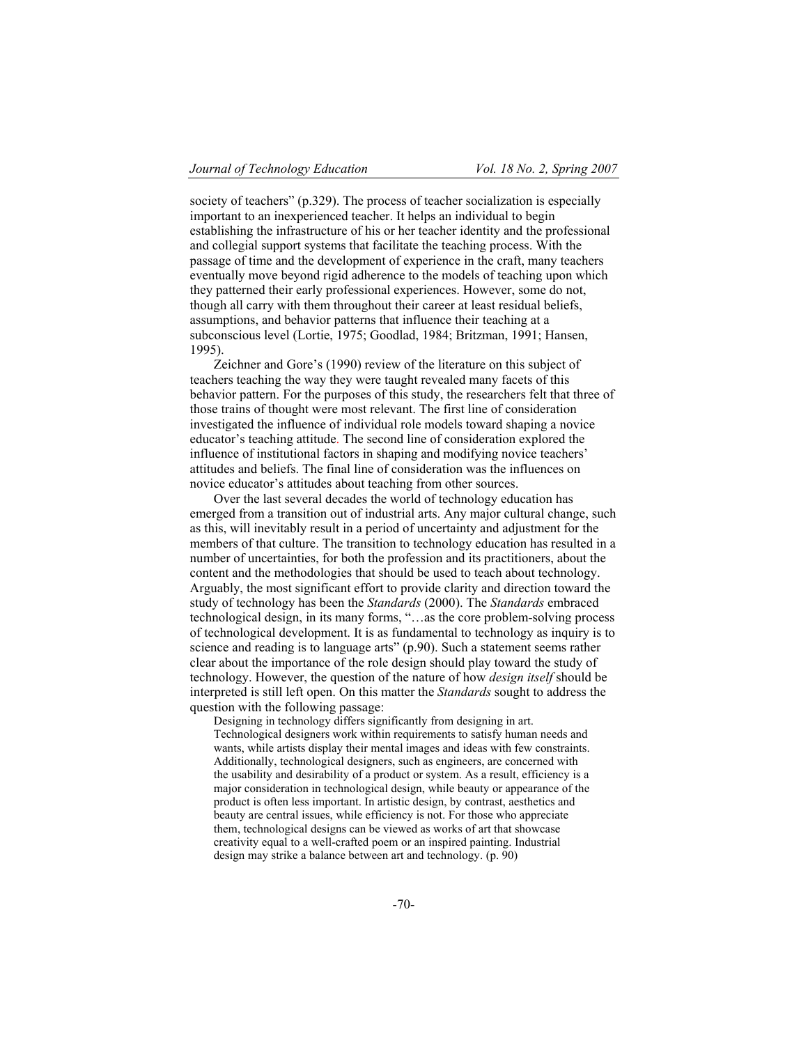society of teachers" (p.329). The process of teacher socialization is especially important to an inexperienced teacher. It helps an individual to begin establishing the infrastructure of his or her teacher identity and the professional and collegial support systems that facilitate the teaching process. With the passage of time and the development of experience in the craft, many teachers eventually move beyond rigid adherence to the models of teaching upon which they patterned their early professional experiences. However, some do not, though all carry with them throughout their career at least residual beliefs, assumptions, and behavior patterns that influence their teaching at a subconscious level (Lortie, 1975; Goodlad, 1984; Britzman, 1991; Hansen, 1995).

Zeichner and Gore's (1990) review of the literature on this subject of teachers teaching the way they were taught revealed many facets of this behavior pattern. For the purposes of this study, the researchers felt that three of those trains of thought were most relevant. The first line of consideration investigated the influence of individual role models toward shaping a novice educator's teaching attitude. The second line of consideration explored the influence of institutional factors in shaping and modifying novice teachers' attitudes and beliefs. The final line of consideration was the influences on novice educator's attitudes about teaching from other sources.

Over the last several decades the world of technology education has emerged from a transition out of industrial arts. Any major cultural change, such as this, will inevitably result in a period of uncertainty and adjustment for the members of that culture. The transition to technology education has resulted in a number of uncertainties, for both the profession and its practitioners, about the content and the methodologies that should be used to teach about technology. Arguably, the most significant effort to provide clarity and direction toward the study of technology has been the *Standards* (2000). The *Standards* embraced technological design, in its many forms, "…as the core problem-solving process of technological development. It is as fundamental to technology as inquiry is to science and reading is to language arts" (p.90). Such a statement seems rather clear about the importance of the role design should play toward the study of technology. However, the question of the nature of how *design itself* should be interpreted is still left open. On this matter the *Standards* sought to address the question with the following passage:

> Designing in technology differs significantly from designing in art. Technological designers work within requirements to satisfy human needs and wants, while artists display their mental images and ideas with few constraints. Additionally, technological designers, such as engineers, are concerned with the usability and desirability of a product or system. As a result, efficiency is a major consideration in technological design, while beauty or appearance of the product is often less important. In artistic design, by contrast, aesthetics and beauty are central issues, while efficiency is not. For those who appreciate them, technological designs can be viewed as works of art that showcase creativity equal to a well-crafted poem or an inspired painting. Industrial design may strike a balance between art and technology. (p. 90)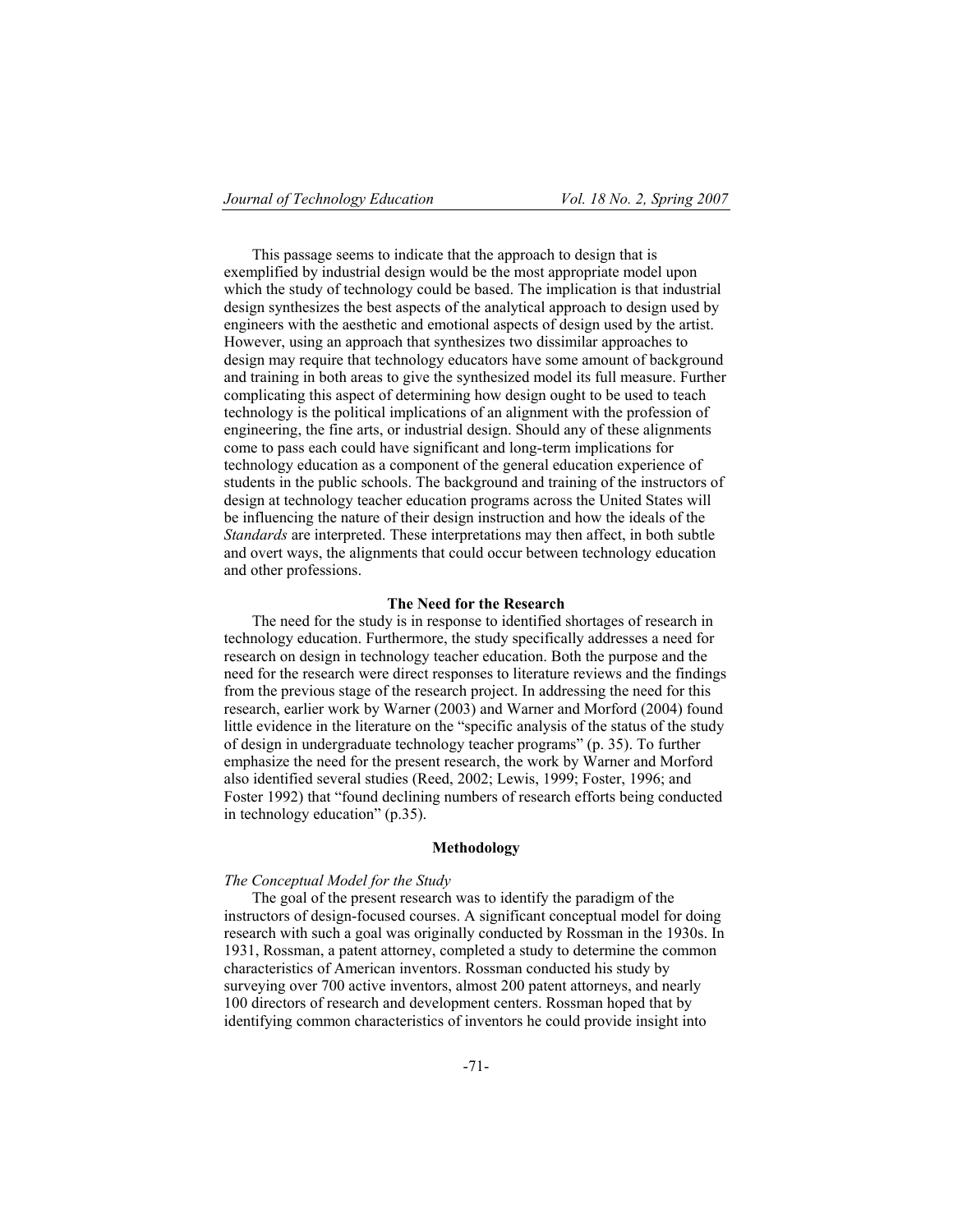This passage seems to indicate that the approach to design that is exemplified by industrial design would be the most appropriate model upon which the study of technology could be based. The implication is that industrial design synthesizes the best aspects of the analytical approach to design used by engineers with the aesthetic and emotional aspects of design used by the artist. However, using an approach that synthesizes two dissimilar approaches to design may require that technology educators have some amount of background and training in both areas to give the synthesized model its full measure. Further complicating this aspect of determining how design ought to be used to teach technology is the political implications of an alignment with the profession of engineering, the fine arts, or industrial design. Should any of these alignments come to pass each could have significant and long-term implications for technology education as a component of the general education experience of students in the public schools. The background and training of the instructors of design at technology teacher education programs across the United States will be influencing the nature of their design instruction and how the ideals of the *Standards* are interpreted. These interpretations may then affect, in both subtle and overt ways, the alignments that could occur between technology education and other professions.

## The Need for the Research

The need for the study is in response to identified shortages of research in technology education. Furthermore, the study specifically addresses a need for research on design in technology teacher education. Both the purpose and the need for the research were direct responses to literature reviews and the findings from the previous stage of the research project. In addressing the need for this research, earlier work by Warner (2003) and Warner and Morford (2004) found little evidence in the literature on the "specific analysis of the status of the study of design in undergraduate technology teacher programs" (p. 35). To further emphasize the need for the present research, the work by Warner and Morford also identified several studies (Reed, 2002; Lewis, 1999; Foster, 1996; and Foster 1992) that "found declining numbers of research efforts being conducted in technology education" (p.35).

## Methodology

### *The Conceptual Model for the Study*

The goal of the present research was to identify the paradigm of the instructors of design-focused courses. A significant conceptual model for doing research with such a goal was originally conducted by Rossman in the 1930s. In 1931, Rossman, a patent attorney, completed a study to determine the common characteristics of American inventors. Rossman conducted his study by surveying over 700 active inventors, almost 200 patent attorneys, and nearly 100 directors of research and development centers. Rossman hoped that by identifying common characteristics of inventors he could provide insight into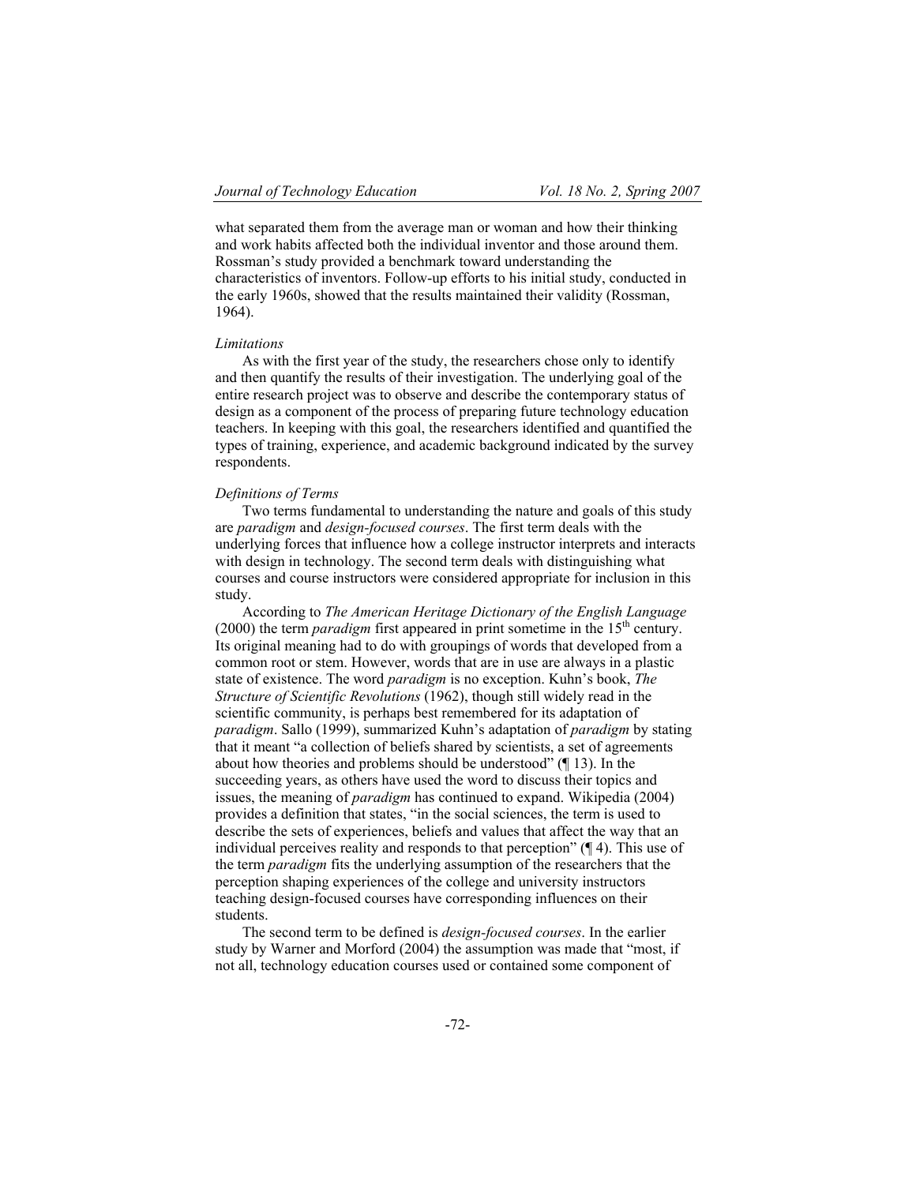what separated them from the average man or woman and how their thinking and work habits affected both the individual inventor and those around them. Rossman's study provided a benchmark toward understanding the characteristics of inventors. Follow-up efforts to his initial study, conducted in the early 1960s, showed that the results maintained their validity (Rossman, 1964).

### *Limitations*

As with the first year of the study, the researchers chose only to identify and then quantify the results of their investigation. The underlying goal of the entire research project was to observe and describe the contemporary status of design as a component of the process of preparing future technology education teachers. In keeping with this goal, the researchers identified and quantified the types of training, experience, and academic background indicated by the survey respondents.

### *Definitions of Terms*

Two terms fundamental to understanding the nature and goals of this study are *paradigm* and *design-focused courses*. The first term deals with the underlying forces that influence how a college instructor interprets and interacts with design in technology. The second term deals with distinguishing what courses and course instructors were considered appropriate for inclusion in this study.

According to *The American Heritage Dictionary of the English Language* (2000) the term *paradigm* first appeared in print sometime in the 15th century. Its original meaning had to do with groupings of words that developed from a common root or stem. However, words that are in use are always in a plastic state of existence. The word *paradigm* is no exception. Kuhn's book, *The Structure of Scientific Revolutions* (1962), though still widely read in the scientific community, is perhaps best remembered for its adaptation of *paradigm*. Sallo (1999), summarized Kuhn's adaptation of *paradigm* by stating that it meant "a collection of beliefs shared by scientists, a set of agreements about how theories and problems should be understood" (¶ 13). In the succeeding years, as others have used the word to discuss their topics and issues, the meaning of *paradigm* has continued to expand. Wikipedia (2004) provides a definition that states, "in the social sciences, the term is used to describe the sets of experiences, beliefs and values that affect the way that an individual perceives reality and responds to that perception" (¶ 4). This use of the term *paradigm* fits the underlying assumption of the researchers that the perception shaping experiences of the college and university instructors teaching design-focused courses have corresponding influences on their students.

The second term to be defined is *design-focused courses*. In the earlier study by Warner and Morford (2004) the assumption was made that "most, if not all, technology education courses used or contained some component of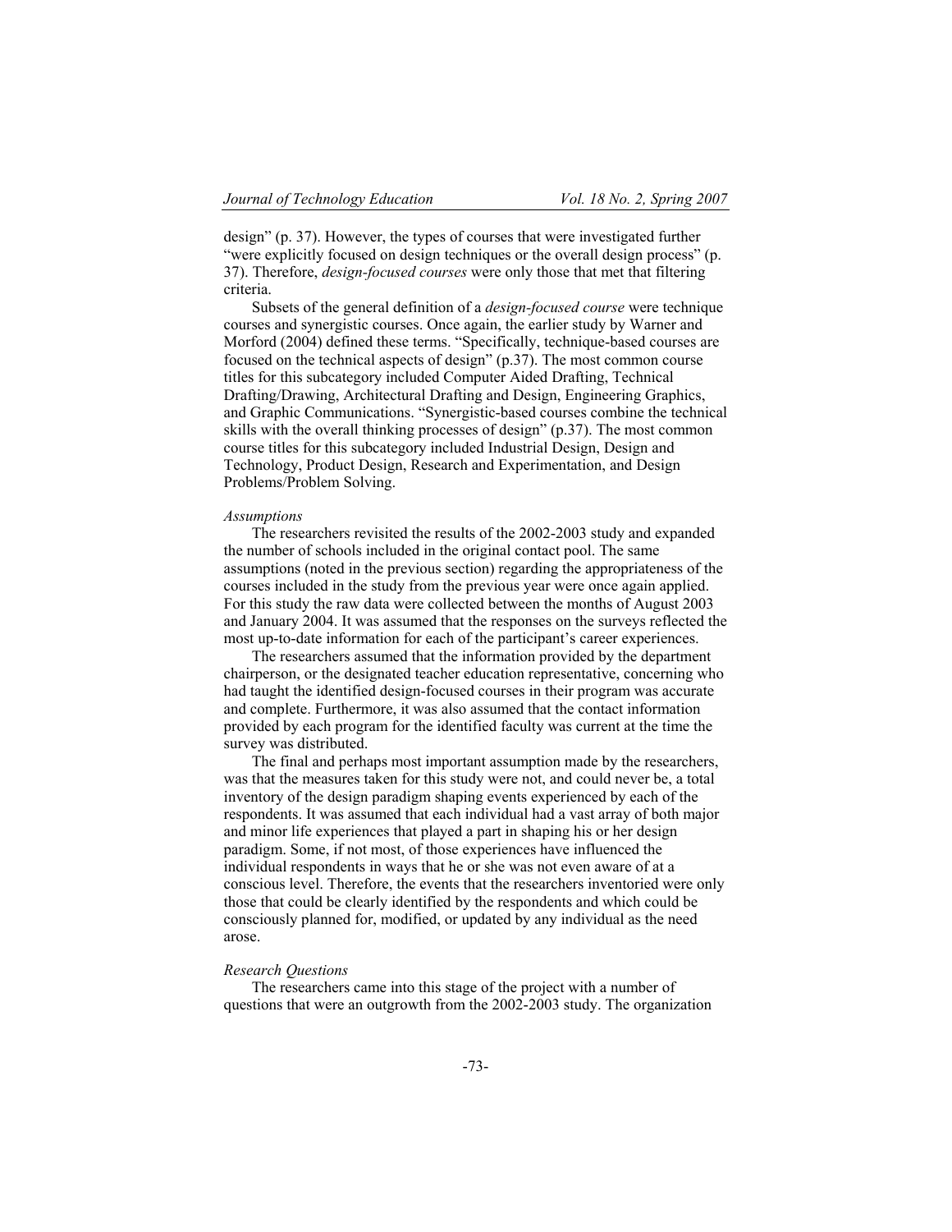design" (p. 37). However, the types of courses that were investigated further "were explicitly focused on design techniques or the overall design process" (p. 37). Therefore, *design-focused courses* were only those that met that filtering criteria.

Subsets of the general definition of a *design-focused course* were technique courses and synergistic courses. Once again, the earlier study by Warner and Morford (2004) defined these terms. "Specifically, technique-based courses are focused on the technical aspects of design" (p.37). The most common course titles for this subcategory included Computer Aided Drafting, Technical Drafting/Drawing, Architectural Drafting and Design, Engineering Graphics, and Graphic Communications. "Synergistic-based courses combine the technical skills with the overall thinking processes of design" (p.37). The most common course titles for this subcategory included Industrial Design, Design and Technology, Product Design, Research and Experimentation, and Design Problems/Problem Solving.

*Assumptions*

The researchers revisited the results of the 2002-2003 study and expanded the number of schools included in the original contact pool. The same assumptions (noted in the previous section) regarding the appropriateness of the courses included in the study from the previous year were once again applied. For this study the raw data were collected between the months of August 2003 and January 2004. It was assumed that the responses on the surveys reflected the most up-to-date information for each of the participant's career experiences.

The researchers assumed that the information provided by the department chairperson, or the designated teacher education representative, concerning who had taught the identified design-focused courses in their program was accurate and complete. Furthermore, it was also assumed that the contact information provided by each program for the identified faculty was current at the time the survey was distributed.

The final and perhaps most important assumption made by the researchers, was that the measures taken for this study were not, and could never be, a total inventory of the design paradigm shaping events experienced by each of the respondents. It was assumed that each individual had a vast array of both major and minor life experiences that played a part in shaping his or her design paradigm. Some, if not most, of those experiences have influenced the individual respondents in ways that he or she was not even aware of at a conscious level. Therefore, the events that the researchers inventoried were only those that could be clearly identified by the respondents and which could be consciously planned for, modified, or updated by any individual as the need arose.

*Research Questions*

The researchers came into this stage of the project with a number of questions that were an outgrowth from the 2002-2003 study. The organization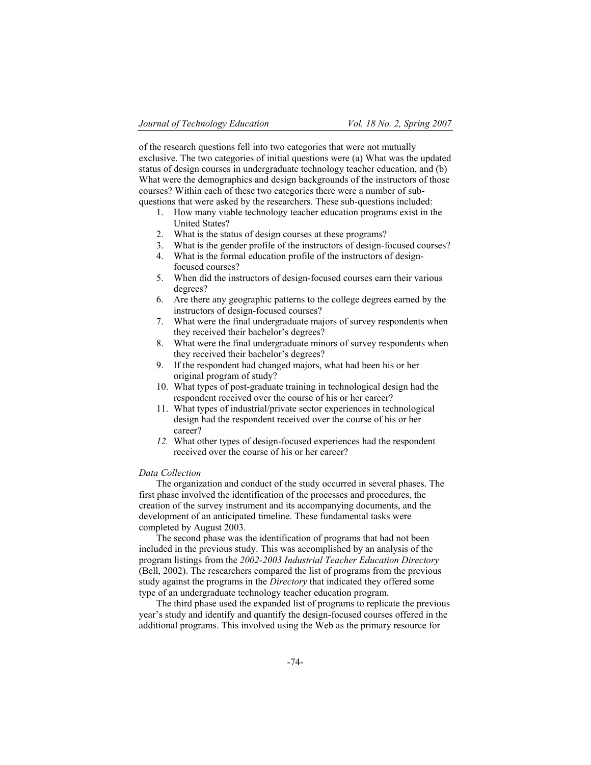of the research questions fell into two categories that were not mutually exclusive. The two categories of initial questions were (a) What was the updated status of design courses in undergraduate technology teacher education, and (b) What were the demographics and design backgrounds of the instructors of those courses? Within each of these two categories there were a number of sub-questions that were asked by the researchers. These sub-questions included:

1. How many viable technology teacher education programs exist in the United States?
2. What is the status of design courses at these programs?
3. What is the gender profile of the instructors of design-focused courses?
4. What is the formal education profile of the instructors of design-focused courses?
5. When did the instructors of design-focused courses earn their various degrees?
6. Are there any geographic patterns to the college degrees earned by the instructors of design-focused courses?
7. What were the final undergraduate majors of survey respondents when they received their bachelor's degrees?
8. What were the final undergraduate minors of survey respondents when they received their bachelor's degrees?
9. If the respondent had changed majors, what had been his or her original program of study?
10. What types of post-graduate training in technological design had the respondent received over the course of his or her career?
11. What types of industrial/private sector experiences in technological design had the respondent received over the course of his or her career?
12. What other types of design-focused experiences had the respondent received over the course of his or her career?

*Data Collection*

The organization and conduct of the study occurred in several phases. The first phase involved the identification of the processes and procedures, the creation of the survey instrument and its accompanying documents, and the development of an anticipated timeline. These fundamental tasks were completed by August 2003.

The second phase was the identification of programs that had not been included in the previous study. This was accomplished by an analysis of the program listings from the *2002-2003 Industrial Teacher Education Directory* (Bell, 2002). The researchers compared the list of programs from the previous study against the programs in the *Directory* that indicated they offered some type of an undergraduate technology teacher education program.

The third phase used the expanded list of programs to replicate the previous year's study and identify and quantify the design-focused courses offered in the additional programs. This involved using the Web as the primary resource for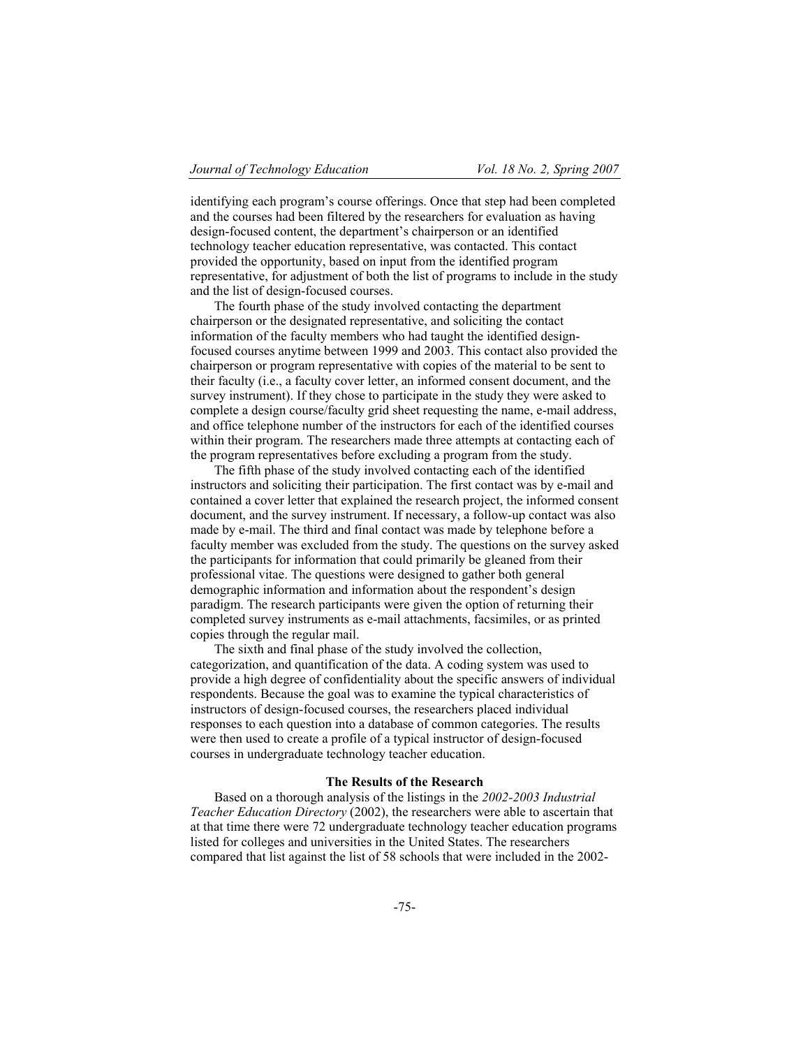identifying each program's course offerings. Once that step had been completed and the courses had been filtered by the researchers for evaluation as having design-focused content, the department's chairperson or an identified technology teacher education representative, was contacted. This contact provided the opportunity, based on input from the identified program representative, for adjustment of both the list of programs to include in the study and the list of design-focused courses.

The fourth phase of the study involved contacting the department chairperson or the designated representative, and soliciting the contact information of the faculty members who had taught the identified design-focused courses anytime between 1999 and 2003. This contact also provided the chairperson or program representative with copies of the material to be sent to their faculty (i.e., a faculty cover letter, an informed consent document, and the survey instrument). If they chose to participate in the study they were asked to complete a design course/faculty grid sheet requesting the name, e-mail address, and office telephone number of the instructors for each of the identified courses within their program. The researchers made three attempts at contacting each of the program representatives before excluding a program from the study.

The fifth phase of the study involved contacting each of the identified instructors and soliciting their participation. The first contact was by e-mail and contained a cover letter that explained the research project, the informed consent document, and the survey instrument. If necessary, a follow-up contact was also made by e-mail. The third and final contact was made by telephone before a faculty member was excluded from the study. The questions on the survey asked the participants for information that could primarily be gleaned from their professional vitae. The questions were designed to gather both general demographic information and information about the respondent's design paradigm. The research participants were given the option of returning their completed survey instruments as e-mail attachments, facsimiles, or as printed copies through the regular mail.

The sixth and final phase of the study involved the collection, categorization, and quantification of the data. A coding system was used to provide a high degree of confidentiality about the specific answers of individual respondents. Because the goal was to examine the typical characteristics of instructors of design-focused courses, the researchers placed individual responses to each question into a database of common categories. The results were then used to create a profile of a typical instructor of design-focused courses in undergraduate technology teacher education.

## The Results of the Research

Based on a thorough analysis of the listings in the *2002-2003 Industrial Teacher Education Directory* (2002), the researchers were able to ascertain that at that time there were 72 undergraduate technology teacher education programs listed for colleges and universities in the United States. The researchers compared that list against the list of 58 schools that were included in the 2002-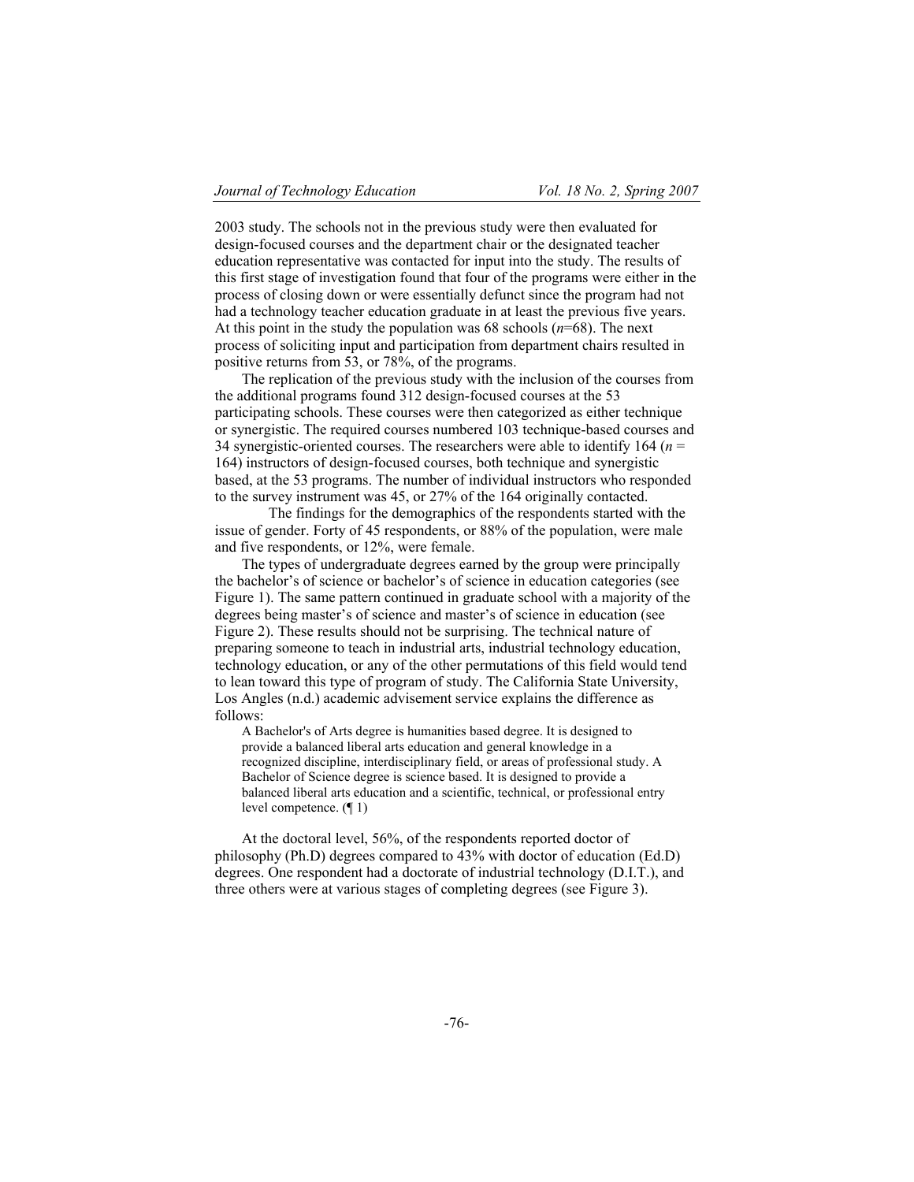2003 study. The schools not in the previous study were then evaluated for design-focused courses and the department chair or the designated teacher education representative was contacted for input into the study. The results of this first stage of investigation found that four of the programs were either in the process of closing down or were essentially defunct since the program had not had a technology teacher education graduate in at least the previous five years. At this point in the study the population was 68 schools ($n$=68). The next process of soliciting input and participation from department chairs resulted in positive returns from 53, or 78%, of the programs.

The replication of the previous study with the inclusion of the courses from the additional programs found 312 design-focused courses at the 53 participating schools. These courses were then categorized as either technique or synergistic. The required courses numbered 103 technique-based courses and 34 synergistic-oriented courses. The researchers were able to identify 164 ($n$ = 164) instructors of design-focused courses, both technique and synergistic based, at the 53 programs. The number of individual instructors who responded to the survey instrument was 45, or 27% of the 164 originally contacted.

The findings for the demographics of the respondents started with the issue of gender. Forty of 45 respondents, or 88% of the population, were male and five respondents, or 12%, were female.

The types of undergraduate degrees earned by the group were principally the bachelor's of science or bachelor's of science in education categories (see Figure 1). The same pattern continued in graduate school with a majority of the degrees being master's of science and master's of science in education (see Figure 2). These results should not be surprising. The technical nature of preparing someone to teach in industrial arts, industrial technology education, technology education, or any of the other permutations of this field would tend to lean toward this type of program of study. The California State University, Los Angles (n.d.) academic advisement service explains the difference as follows:

> A Bachelor's of Arts degree is humanities based degree. It is designed to provide a balanced liberal arts education and general knowledge in a recognized discipline, interdisciplinary field, or areas of professional study. A Bachelor of Science degree is science based. It is designed to provide a balanced liberal arts education and a scientific, technical, or professional entry level competence. (¶ 1)

At the doctoral level, 56%, of the respondents reported doctor of philosophy (Ph.D) degrees compared to 43% with doctor of education (Ed.D) degrees. One respondent had a doctorate of industrial technology (D.I.T.), and three others were at various stages of completing degrees (see Figure 3).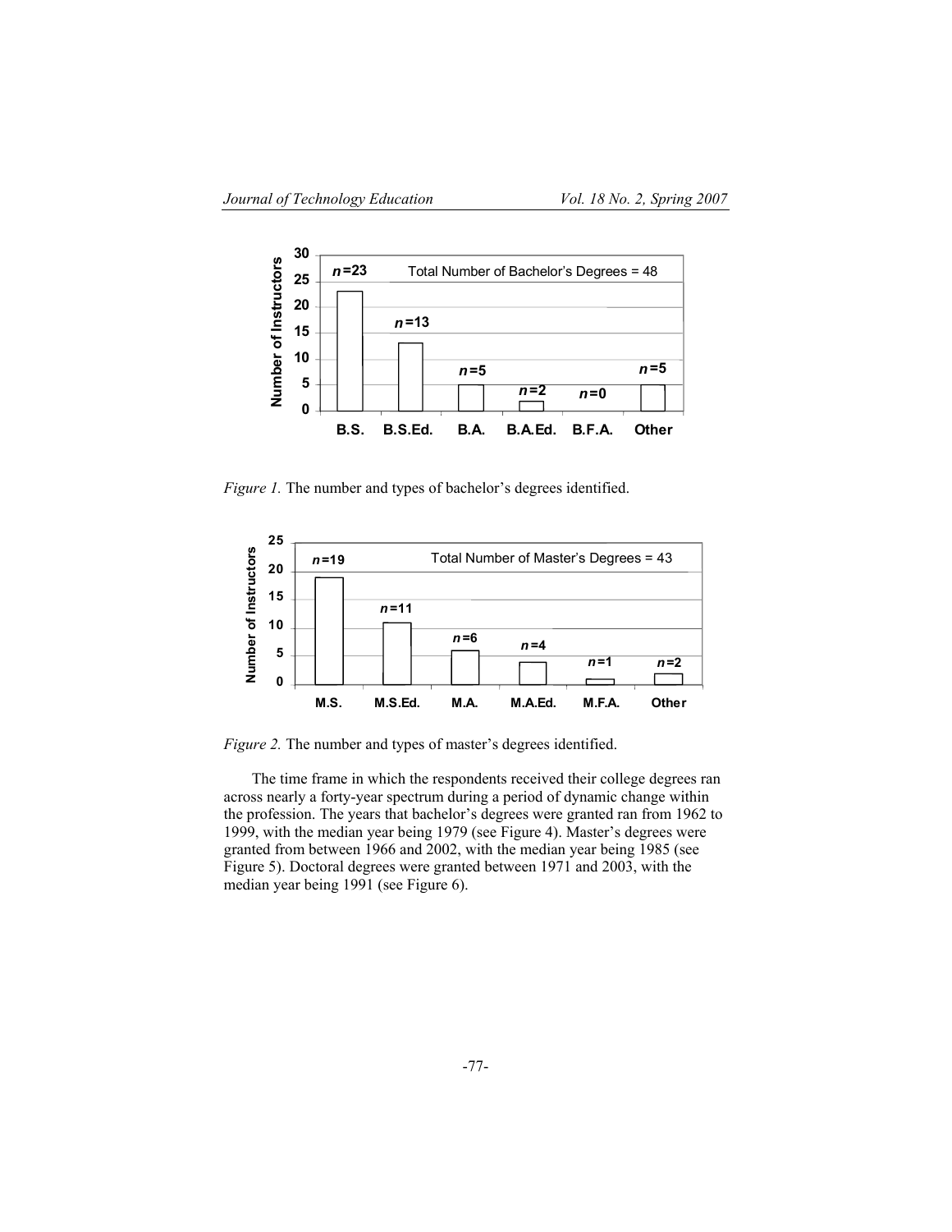*Figure 1.* The number and types of bachelor's degrees identified.

*Figure 2.* The number and types of master's degrees identified.

The time frame in which the respondents received their college degrees ran across nearly a forty-year spectrum during a period of dynamic change within the profession. The years that bachelor's degrees were granted ran from 1962 to 1999, with the median year being 1979 (see Figure 4). Master's degrees were granted from between 1966 and 2002, with the median year being 1985 (see Figure 5). Doctoral degrees were granted between 1971 and 2003, with the median year being 1991 (see Figure 6).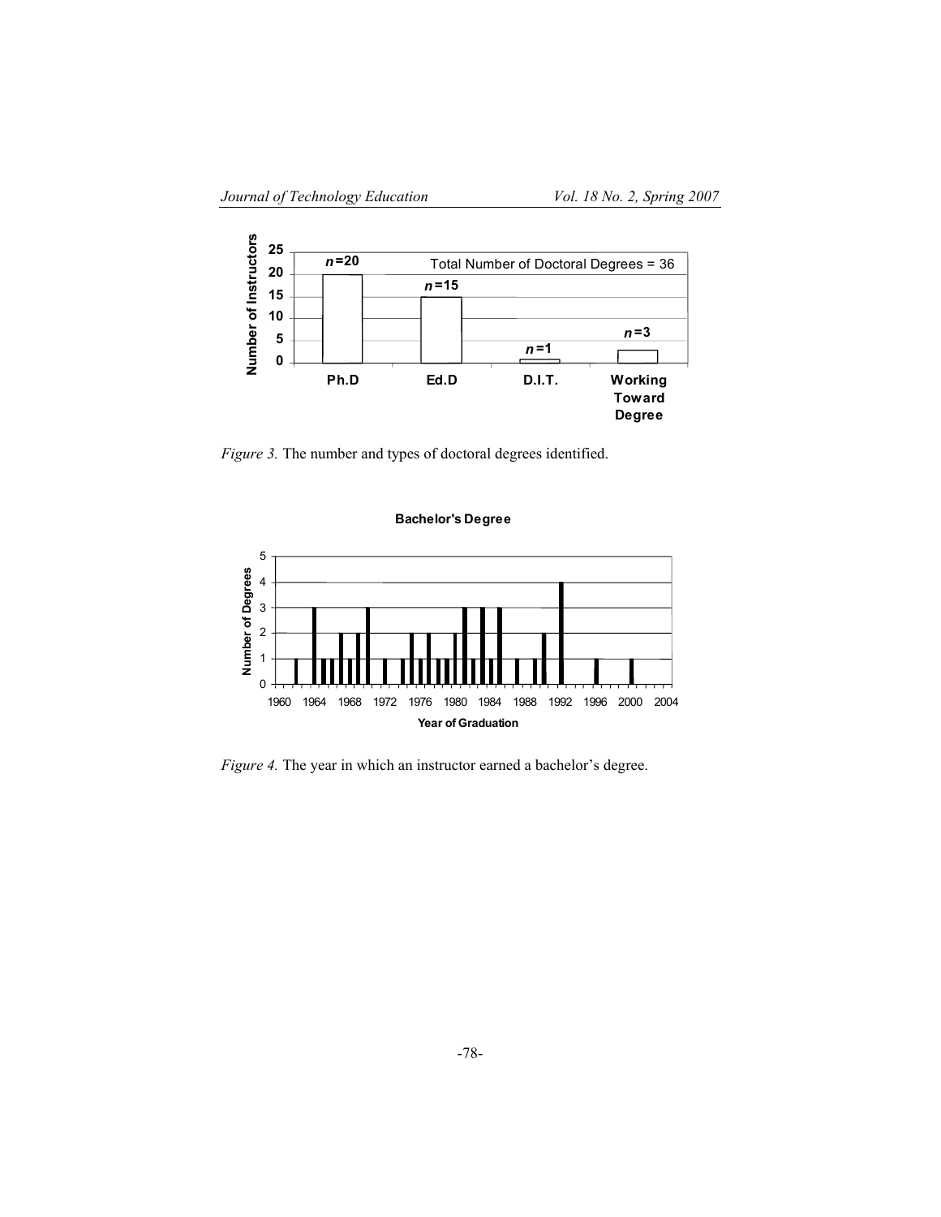*Figure 3.* The number and types of doctoral degrees identified.

*Figure 4.* The year in which an instructor earned a bachelor's degree.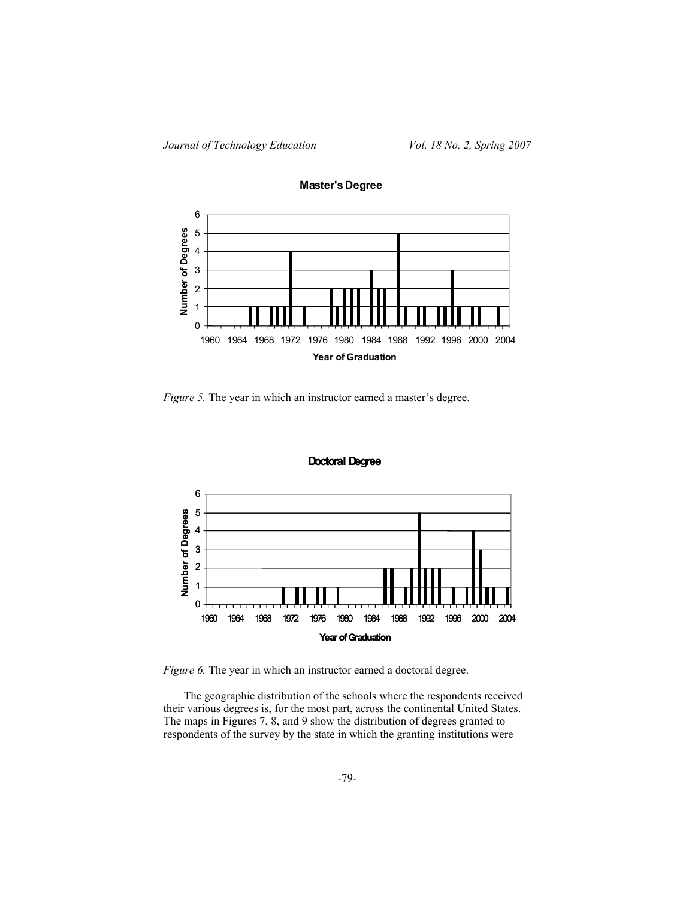*Figure 5.* The year in which an instructor earned a master's degree.

*Figure 6.* The year in which an instructor earned a doctoral degree.

The geographic distribution of the schools where the respondents received their various degrees is, for the most part, across the continental United States. The maps in Figures 7, 8, and 9 show the distribution of degrees granted to respondents of the survey by the state in which the granting institutions were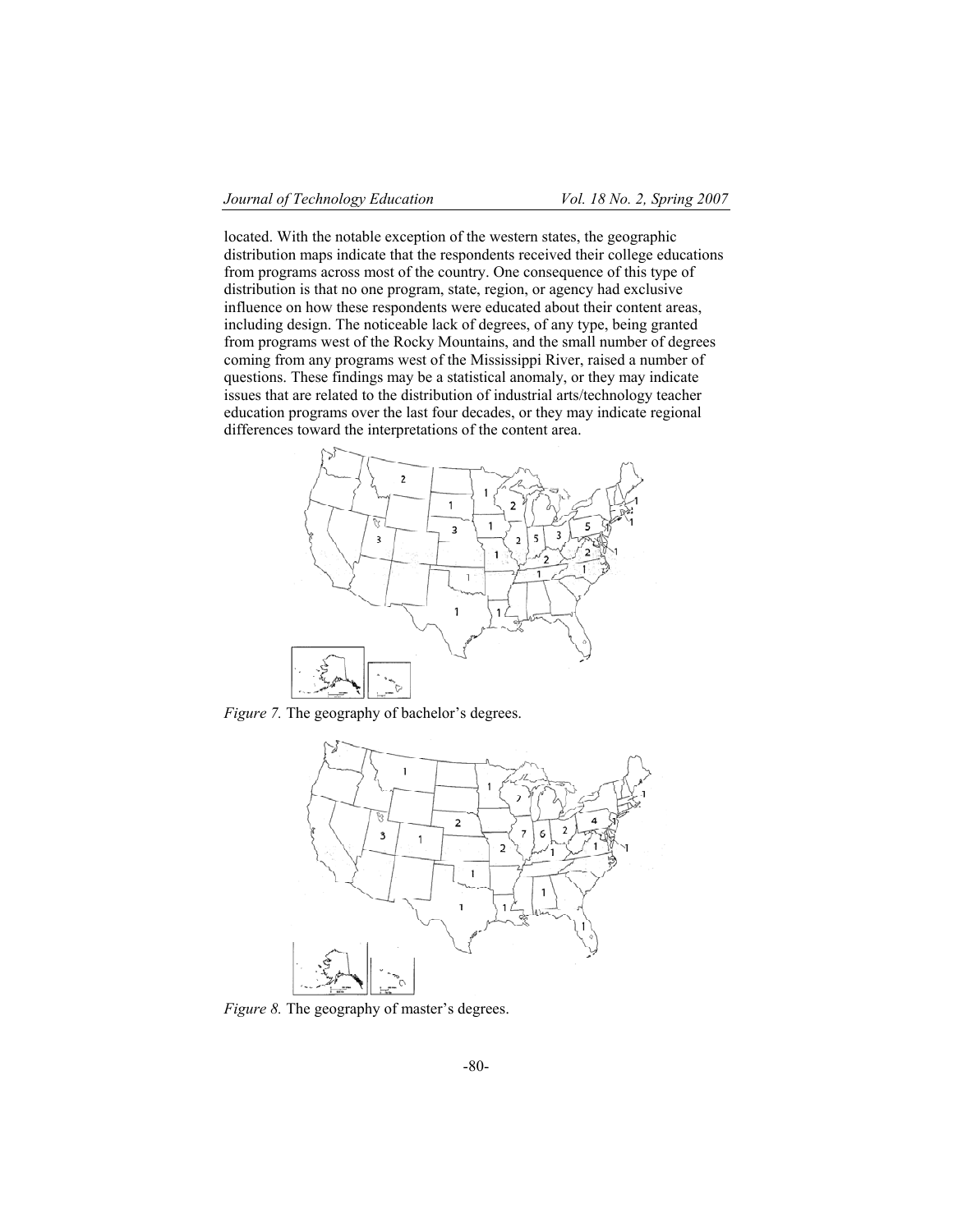located. With the notable exception of the western states, the geographic distribution maps indicate that the respondents received their college educations from programs across most of the country. One consequence of this type of distribution is that no one program, state, region, or agency had exclusive influence on how these respondents were educated about their content areas, including design. The noticeable lack of degrees, of any type, being granted from programs west of the Rocky Mountains, and the small number of degrees coming from any programs west of the Mississippi River, raised a number of questions. These findings may be a statistical anomaly, or they may indicate issues that are related to the distribution of industrial arts/technology teacher education programs over the last four decades, or they may indicate regional differences toward the interpretations of the content area.

*Figure 7.* The geography of bachelor's degrees.

*Figure 8.* The geography of master's degrees.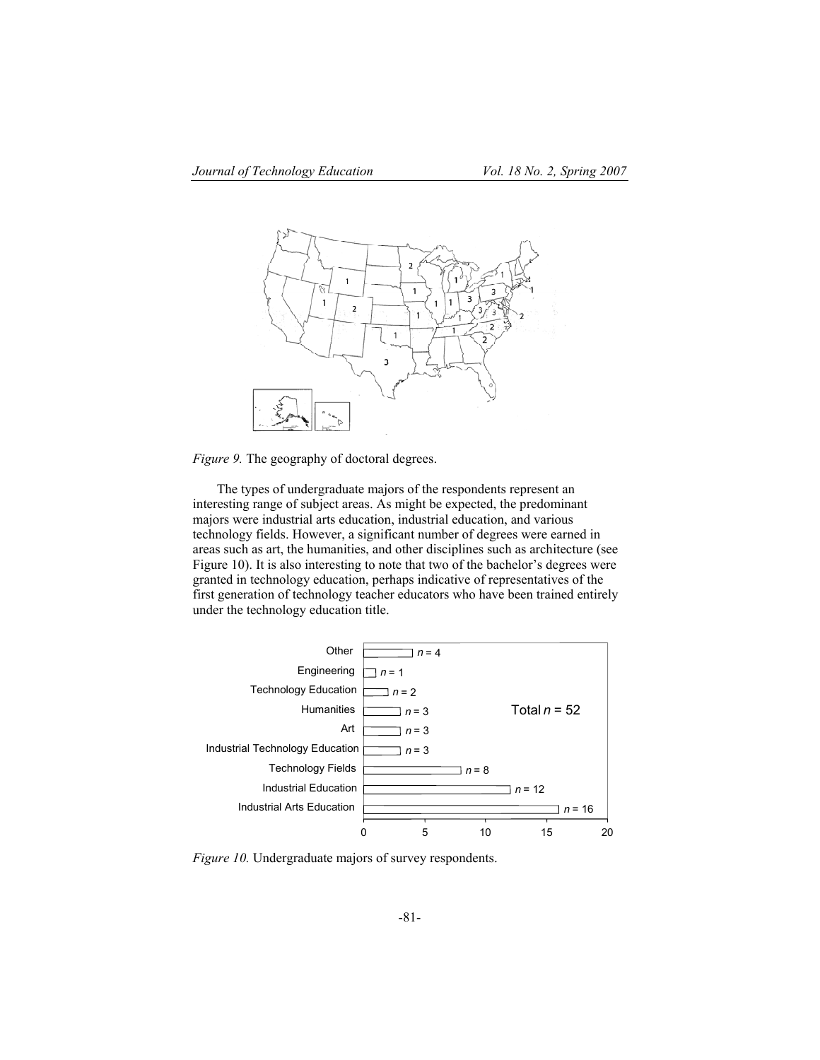*Figure 9.* The geography of doctoral degrees.

The types of undergraduate majors of the respondents represent an interesting range of subject areas. As might be expected, the predominant majors were industrial arts education, industrial education, and various technology fields. However, a significant number of degrees were earned in areas such as art, the humanities, and other disciplines such as architecture (see Figure 10). It is also interesting to note that two of the bachelor's degrees were granted in technology education, perhaps indicative of representatives of the first generation of technology teacher educators who have been trained entirely under the technology education title.

| Undergraduate Major | n |
|---|---|
| Other | 4 |
| Engineering | 1 |
| Technology Education | 2 |
| Humanities | 3 |
| Art | 3 |
| Industrial Technology Education | 3 |
| Technology Fields | 8 |
| Industrial Education | 12 |
| Industrial Arts Education | 16 |
| Total | 52 |

*Figure 10.* Undergraduate majors of survey respondents.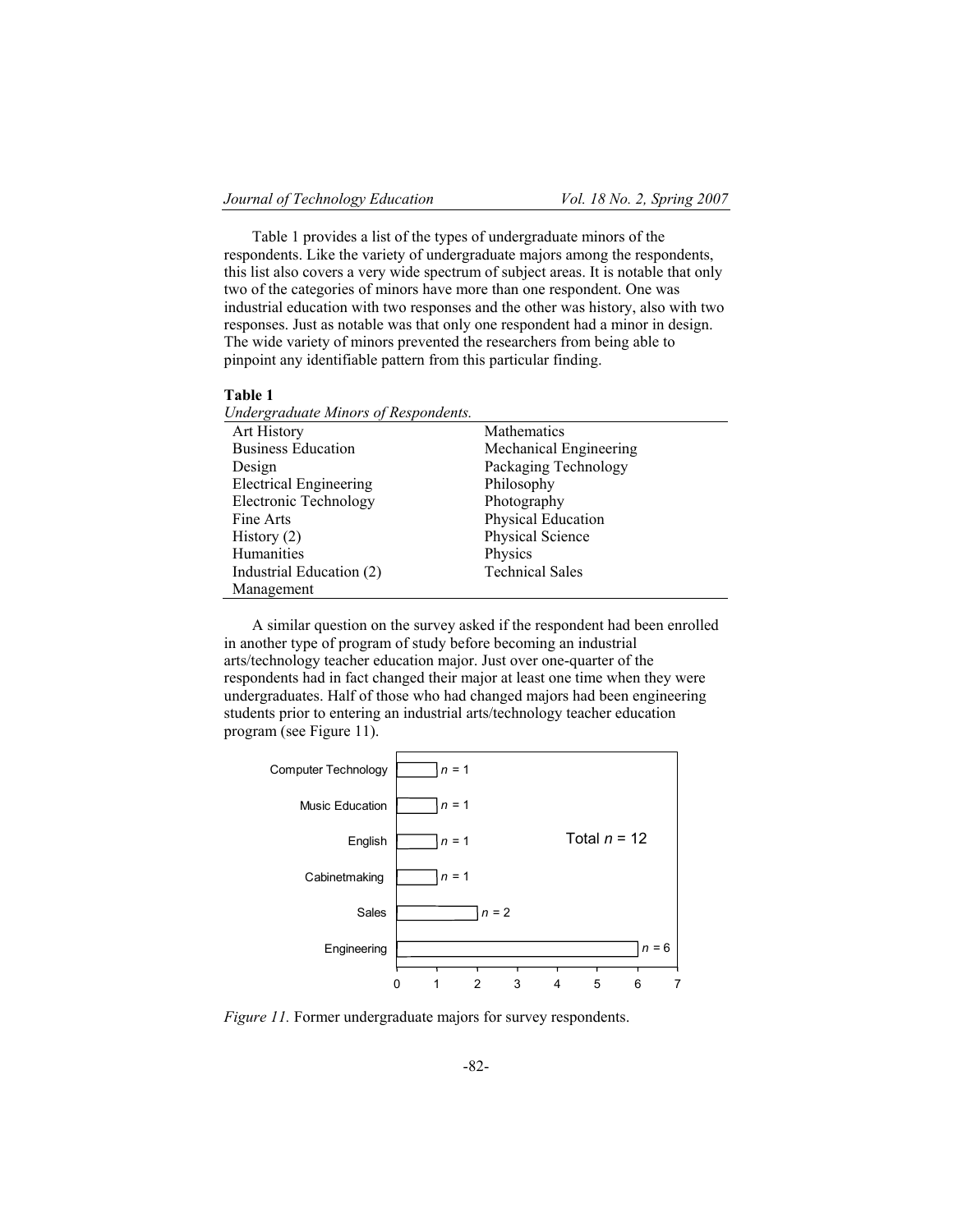Table 1 provides a list of the types of undergraduate minors of the respondents. Like the variety of undergraduate majors among the respondents, this list also covers a very wide spectrum of subject areas. It is notable that only two of the categories of minors have more than one respondent. One was industrial education with two responses and the other was history, also with two responses. Just as notable was that only one respondent had a minor in design. The wide variety of minors prevented the researchers from being able to pinpoint any identifiable pattern from this particular finding.

**Table 1**
*Undergraduate Minors of Respondents.*

| | |
|---|---|
| Art History | Mathematics |
| Business Education | Mechanical Engineering |
| Design | Packaging Technology |
| Electrical Engineering | Philosophy |
| Electronic Technology | Photography |
| Fine Arts | Physical Education |
| History (2) | Physical Science |
| Humanities | Physics |
| Industrial Education (2) | Technical Sales |
| Management | |

A similar question on the survey asked if the respondent had been enrolled in another type of program of study before becoming an industrial arts/technology teacher education major. Just over one-quarter of the respondents had in fact changed their major at least one time when they were undergraduates. Half of those who had changed majors had been engineering students prior to entering an industrial arts/technology teacher education program (see Figure 11).

| Former major | $n$ |
|---|---|
| Computer Technology | $n$ = 1 |
| Music Education | $n$ = 1 |
| English | $n$ = 1 |
| Cabinetmaking | $n$ = 1 |
| Sales | $n$ = 2 |
| Engineering | $n$ = 6 |
| Total | $n$ = 12 |

*Figure 11.* Former undergraduate majors for survey respondents.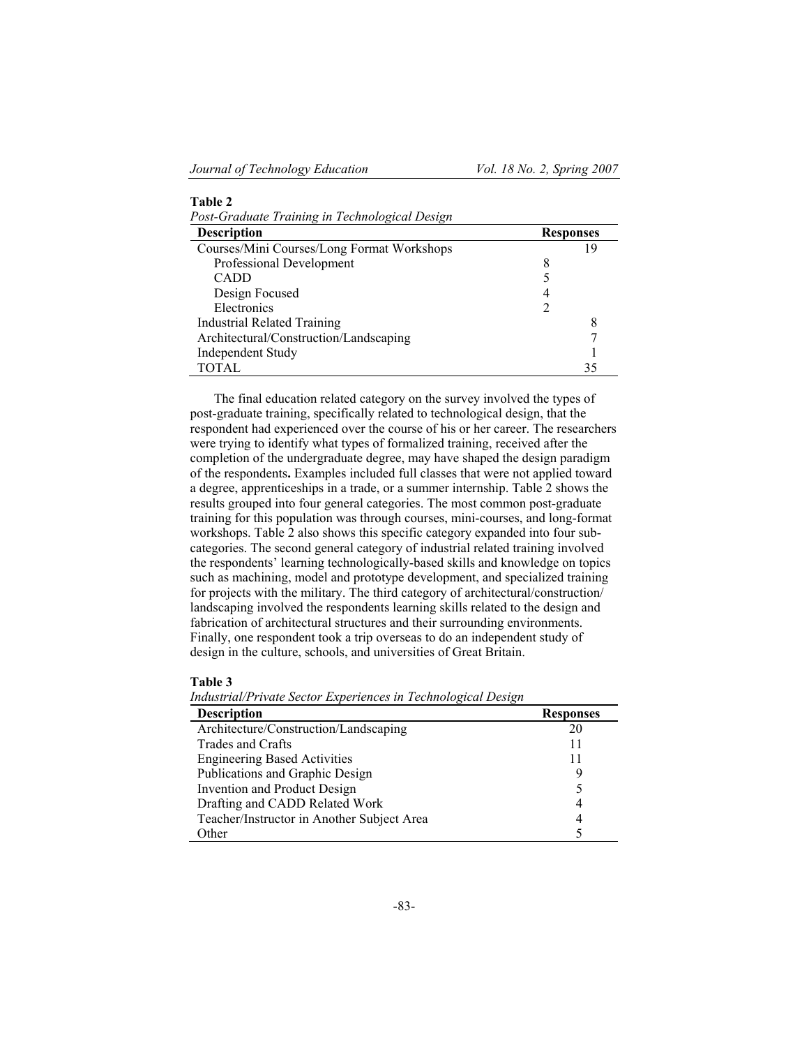**Table 2**
*Post-Graduate Training in Technological Design*

| Description | | Responses |
|---|---|---|
| Courses/Mini Courses/Long Format Workshops | | 19 |
| Professional Development | 8 | |
| CADD | 5 | |
| Design Focused | 4 | |
| Electronics | 2 | |
| Industrial Related Training | | 8 |
| Architectural/Construction/Landscaping | | 7 |
| Independent Study | | 1 |
| TOTAL | | 35 |

The final education related category on the survey involved the types of post-graduate training, specifically related to technological design, that the respondent had experienced over the course of his or her career. The researchers were trying to identify what types of formalized training, received after the completion of the undergraduate degree, may have shaped the design paradigm of the respondents**.** Examples included full classes that were not applied toward a degree, apprenticeships in a trade, or a summer internship. Table 2 shows the results grouped into four general categories. The most common post-graduate training for this population was through courses, mini-courses, and long-format workshops. Table 2 also shows this specific category expanded into four sub-categories. The second general category of industrial related training involved the respondents' learning technologically-based skills and knowledge on topics such as machining, model and prototype development, and specialized training for projects with the military. The third category of architectural/construction/landscaping involved the respondents learning skills related to the design and fabrication of architectural structures and their surrounding environments. Finally, one respondent took a trip overseas to do an independent study of design in the culture, schools, and universities of Great Britain.

**Table 3**
*Industrial/Private Sector Experiences in Technological Design*

| Description | Responses |
|---|---|
| Architecture/Construction/Landscaping | 20 |
| Trades and Crafts | 11 |
| Engineering Based Activities | 11 |
| Publications and Graphic Design | 9 |
| Invention and Product Design | 5 |
| Drafting and CADD Related Work | 4 |
| Teacher/Instructor in Another Subject Area | 4 |
| Other | 5 |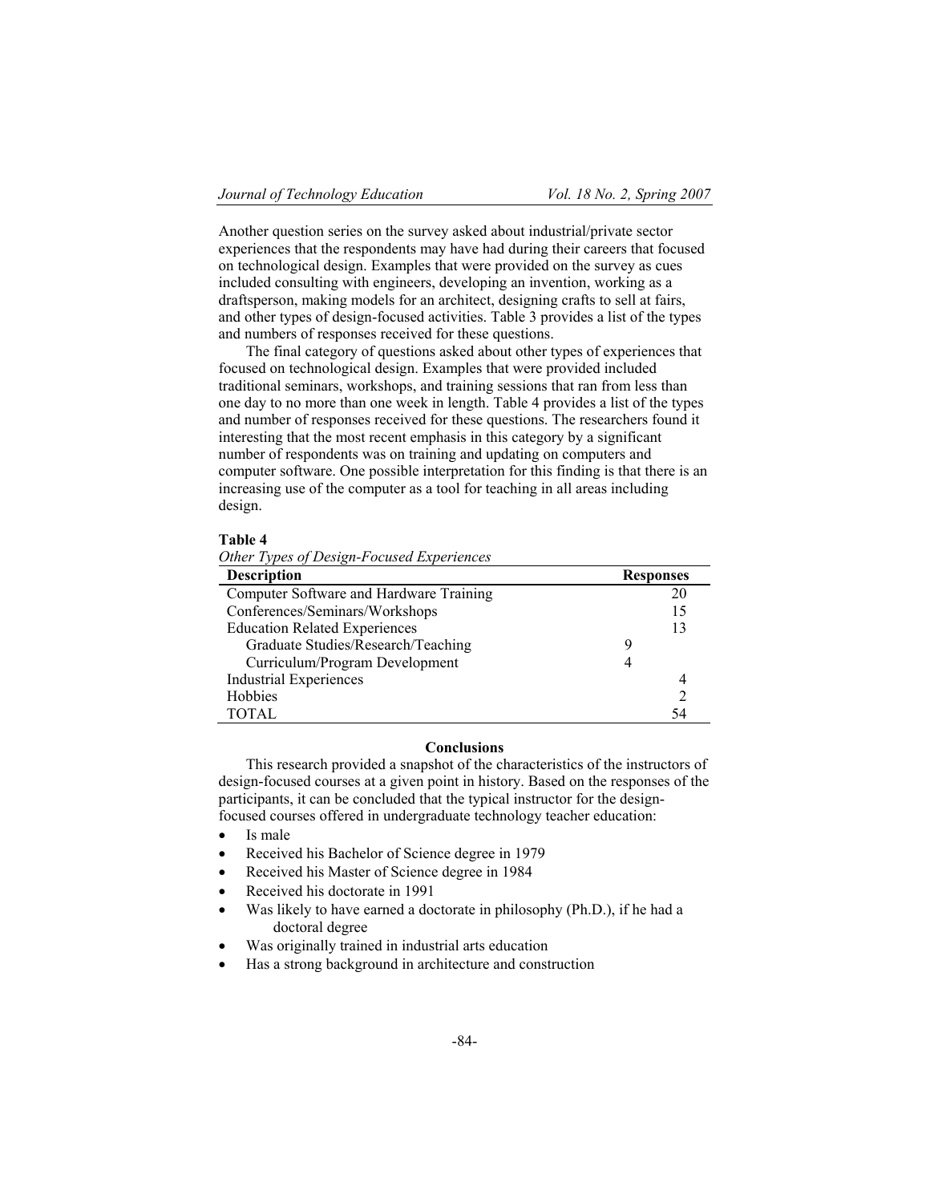Another question series on the survey asked about industrial/private sector experiences that the respondents may have had during their careers that focused on technological design. Examples that were provided on the survey as cues included consulting with engineers, developing an invention, working as a draftsperson, making models for an architect, designing crafts to sell at fairs, and other types of design-focused activities. Table 3 provides a list of the types and numbers of responses received for these questions.

The final category of questions asked about other types of experiences that focused on technological design. Examples that were provided included traditional seminars, workshops, and training sessions that ran from less than one day to no more than one week in length. Table 4 provides a list of the types and number of responses received for these questions. The researchers found it interesting that the most recent emphasis in this category by a significant number of respondents was on training and updating on computers and computer software. One possible interpretation for this finding is that there is an increasing use of the computer as a tool for teaching in all areas including design.

**Table 4**

*Other Types of Design-Focused Experiences*

| Description | | Responses |
|---|---|---|
| Computer Software and Hardware Training | | 20 |
| Conferences/Seminars/Workshops | | 15 |
| Education Related Experiences | | 13 |
| Graduate Studies/Research/Teaching | 9 | |
| Curriculum/Program Development | 4 | |
| Industrial Experiences | | 4 |
| Hobbies | | 2 |
| TOTAL | | 54 |

## Conclusions

This research provided a snapshot of the characteristics of the instructors of design-focused courses at a given point in history. Based on the responses of the participants, it can be concluded that the typical instructor for the design-focused courses offered in undergraduate technology teacher education:

- Is male
- Received his Bachelor of Science degree in 1979
- Received his Master of Science degree in 1984
- Received his doctorate in 1991
- Was likely to have earned a doctorate in philosophy (Ph.D.), if he had a doctoral degree
- Was originally trained in industrial arts education
- Has a strong background in architecture and construction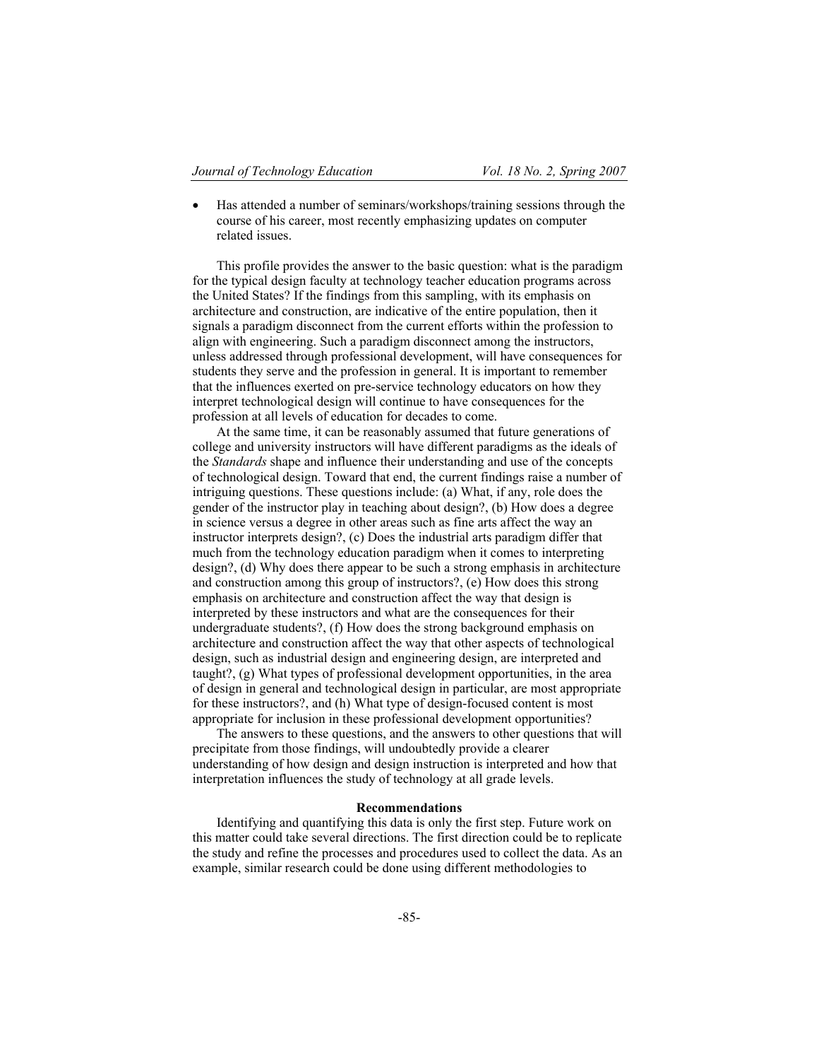- Has attended a number of seminars/workshops/training sessions through the course of his career, most recently emphasizing updates on computer related issues.

This profile provides the answer to the basic question: what is the paradigm for the typical design faculty at technology teacher education programs across the United States? If the findings from this sampling, with its emphasis on architecture and construction, are indicative of the entire population, then it signals a paradigm disconnect from the current efforts within the profession to align with engineering. Such a paradigm disconnect among the instructors, unless addressed through professional development, will have consequences for students they serve and the profession in general. It is important to remember that the influences exerted on pre-service technology educators on how they interpret technological design will continue to have consequences for the profession at all levels of education for decades to come.

At the same time, it can be reasonably assumed that future generations of college and university instructors will have different paradigms as the ideals of the *Standards* shape and influence their understanding and use of the concepts of technological design. Toward that end, the current findings raise a number of intriguing questions. These questions include: (a) What, if any, role does the gender of the instructor play in teaching about design?, (b) How does a degree in science versus a degree in other areas such as fine arts affect the way an instructor interprets design?, (c) Does the industrial arts paradigm differ that much from the technology education paradigm when it comes to interpreting design?, (d) Why does there appear to be such a strong emphasis in architecture and construction among this group of instructors?, (e) How does this strong emphasis on architecture and construction affect the way that design is interpreted by these instructors and what are the consequences for their undergraduate students?, (f) How does the strong background emphasis on architecture and construction affect the way that other aspects of technological design, such as industrial design and engineering design, are interpreted and taught?, (g) What types of professional development opportunities, in the area of design in general and technological design in particular, are most appropriate for these instructors?, and (h) What type of design-focused content is most appropriate for inclusion in these professional development opportunities?

The answers to these questions, and the answers to other questions that will precipitate from those findings, will undoubtedly provide a clearer understanding of how design and design instruction is interpreted and how that interpretation influences the study of technology at all grade levels.

## Recommendations

Identifying and quantifying this data is only the first step. Future work on this matter could take several directions. The first direction could be to replicate the study and refine the processes and procedures used to collect the data. As an example, similar research could be done using different methodologies to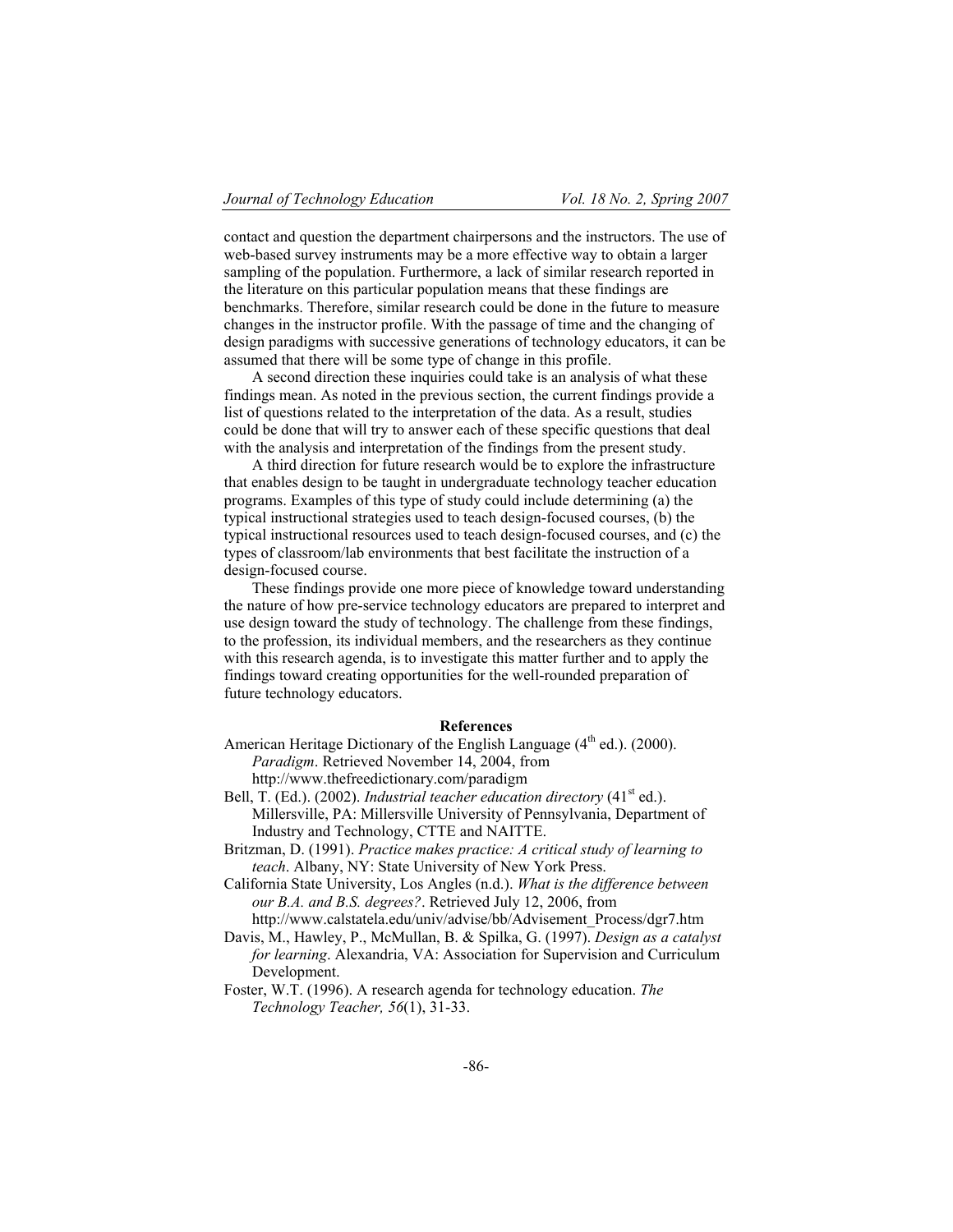contact and question the department chairpersons and the instructors. The use of web-based survey instruments may be a more effective way to obtain a larger sampling of the population. Furthermore, a lack of similar research reported in the literature on this particular population means that these findings are benchmarks. Therefore, similar research could be done in the future to measure changes in the instructor profile. With the passage of time and the changing of design paradigms with successive generations of technology educators, it can be assumed that there will be some type of change in this profile.

A second direction these inquiries could take is an analysis of what these findings mean. As noted in the previous section, the current findings provide a list of questions related to the interpretation of the data. As a result, studies could be done that will try to answer each of these specific questions that deal with the analysis and interpretation of the findings from the present study.

A third direction for future research would be to explore the infrastructure that enables design to be taught in undergraduate technology teacher education programs. Examples of this type of study could include determining (a) the typical instructional strategies used to teach design-focused courses, (b) the typical instructional resources used to teach design-focused courses, and (c) the types of classroom/lab environments that best facilitate the instruction of a design-focused course.

These findings provide one more piece of knowledge toward understanding the nature of how pre-service technology educators are prepared to interpret and use design toward the study of technology. The challenge from these findings, to the profession, its individual members, and the researchers as they continue with this research agenda, is to investigate this matter further and to apply the findings toward creating opportunities for the well-rounded preparation of future technology educators.

## References

American Heritage Dictionary of the English Language (4th ed.). (2000). *Paradigm*. Retrieved November 14, 2004, from http://www.thefreedictionary.com/paradigm

Bell, T. (Ed.). (2002). *Industrial teacher education directory* (41st ed.). Millersville, PA: Millersville University of Pennsylvania, Department of Industry and Technology, CTTE and NAITTE.

Britzman, D. (1991). *Practice makes practice: A critical study of learning to teach*. Albany, NY: State University of New York Press.

California State University, Los Angles (n.d.). *What is the difference between our B.A. and B.S. degrees?*. Retrieved July 12, 2006, from http://www.calstatela.edu/univ/advise/bb/Advisement_Process/dgr7.htm

Davis, M., Hawley, P., McMullan, B. & Spilka, G. (1997). *Design as a catalyst for learning*. Alexandria, VA: Association for Supervision and Curriculum Development.

Foster, W.T. (1996). A research agenda for technology education. *The Technology Teacher, 56*(1), 31-33.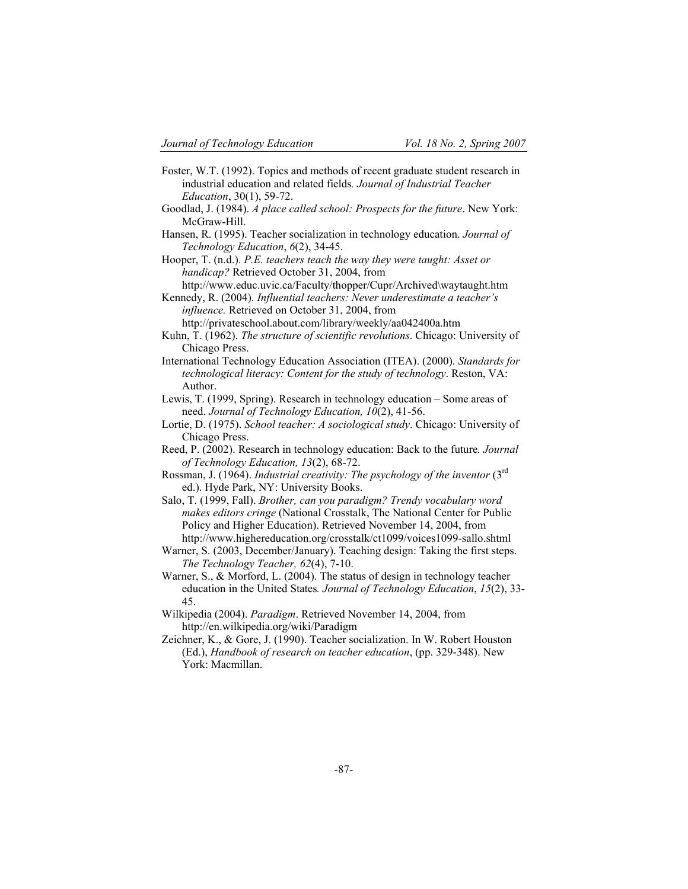Foster, W.T. (1992). Topics and methods of recent graduate student research in industrial education and related fields*. Journal of Industrial Teacher Education*, 30(1), 59-72.

Goodlad, J. (1984). *A place called school: Prospects for the future*. New York: McGraw-Hill.

Hansen, R. (1995). Teacher socialization in technology education. *Journal of Technology Education*, *6*(2), 34-45.

Hooper, T. (n.d.). *P.E. teachers teach the way they were taught: Asset or handicap?* Retrieved October 31, 2004, from http://www.educ.uvic.ca/Faculty/thopper/Cupr/Archived\waytaught.htm

Kennedy, R. (2004). *Influential teachers: Never underestimate a teacher's influence.* Retrieved on October 31, 2004, from http://privateschool.about.com/library/weekly/aa042400a.htm

Kuhn, T. (1962). *The structure of scientific revolutions*. Chicago: University of Chicago Press.

International Technology Education Association (ITEA). (2000). *Standards for technological literacy: Content for the study of technology*. Reston, VA: Author.

Lewis, T. (1999, Spring). Research in technology education – Some areas of need. *Journal of Technology Education, 10*(2), 41-56.

Lortie, D. (1975). *School teacher: A sociological study*. Chicago: University of Chicago Press.

Reed, P. (2002). Research in technology education: Back to the future*. Journal of Technology Education, 13*(2), 68-72.

Rossman, J. (1964). *Industrial creativity: The psychology of the inventor* (3rd ed.). Hyde Park, NY: University Books.

Salo, T. (1999, Fall). *Brother, can you paradigm? Trendy vocabulary word makes editors cringe* (National Crosstalk, The National Center for Public Policy and Higher Education). Retrieved November 14, 2004, from http://www.highereducation.org/crosstalk/ct1099/voices1099-sallo.shtml

Warner, S. (2003, December/January). Teaching design: Taking the first steps. *The Technology Teacher, 62*(4), 7-10.

Warner, S., & Morford, L. (2004). The status of design in technology teacher education in the United States*. Journal of Technology Education*, *15*(2), 33-45.

Wilkipedia (2004). *Paradigm*. Retrieved November 14, 2004, from http://en.wilkipedia.org/wiki/Paradigm

Zeichner, K., & Gore, J. (1990). Teacher socialization. In W. Robert Houston (Ed.), *Handbook of research on teacher education*, (pp. 329-348). New York: Macmillan.